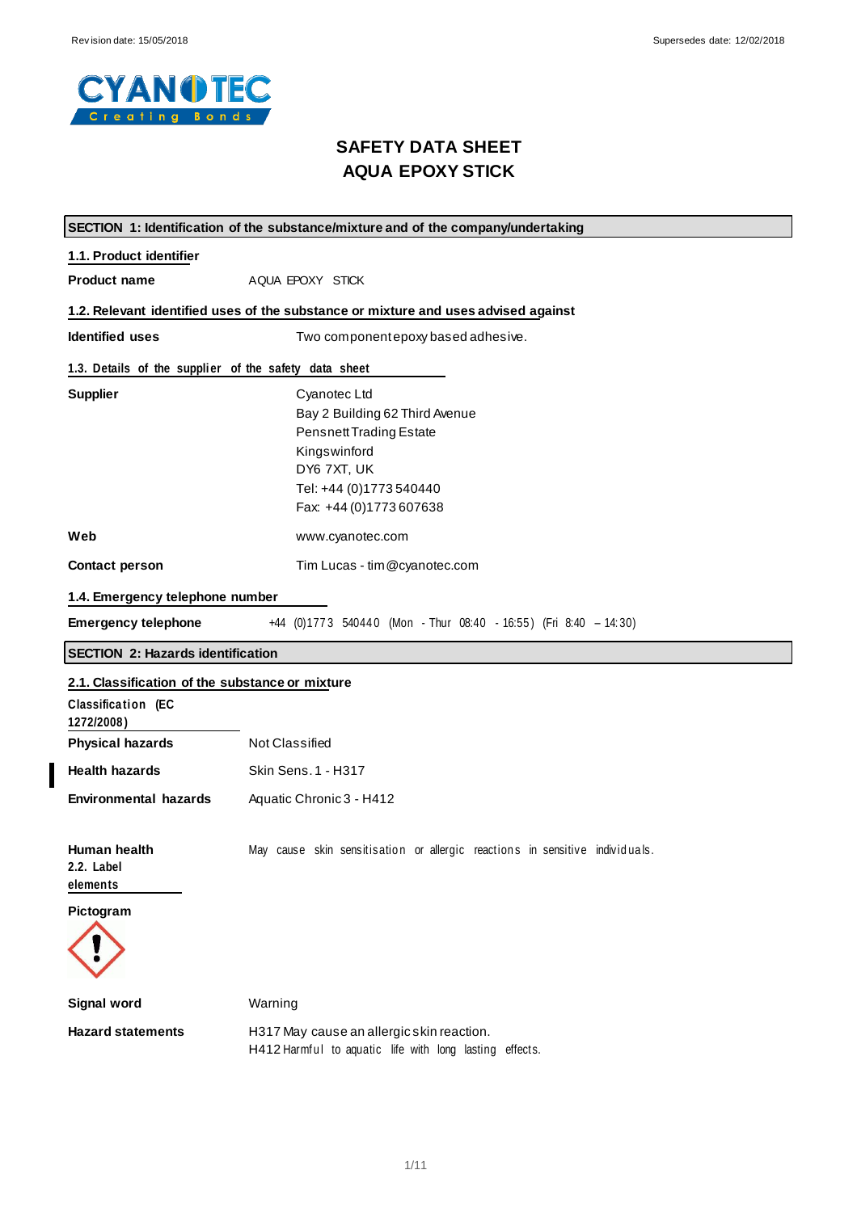Revision date: 15/05/2018 Supersedes date: 12/02/2018

# SAFETY DATA SHEET
# AQUA EPOXY STICK

## SECTION 1: Identification of the substance/mixture and of the company/undertaking

### 1.1. Product identifier

**Product name** AQUA EPOXY STICK

### 1.2. Relevant identified uses of the substance or mixture and uses advised against

**Identified uses** Two component epoxy based adhesive.

### 1.3. Details of the supplier of the safety data sheet

**Supplier**
Cyanotec Ltd
Bay 2 Building 62 Third Avenue
Pensnett Trading Estate
Kingswinford
DY6 7XT, UK
Tel: +44 (0)1773 540440
Fax: +44 (0)1773 607638

**Web** www.cyanotec.com

**Contact person** Tim Lucas - tim@cyanotec.com

### 1.4. Emergency telephone number

**Emergency telephone** +44 (0)1773 540440 (Mon - Thur 08:40 - 16:55) (Fri 8:40 – 14:30)

## SECTION 2: Hazards identification

### 2.1. Classification of the substance or mixture

**Classification (EC 1272/2008)**

**Physical hazards** Not Classified

**Health hazards** Skin Sens. 1 - H317

**Environmental hazards** Aquatic Chronic 3 - H412

**Human health** May cause skin sensitisation or allergic reactions in sensitive individuals.

### 2.2. Label elements

**Pictogram**

**Signal word** Warning

**Hazard statements**
H317 May cause an allergic skin reaction.
H412 Harmful to aquatic life with long lasting effects.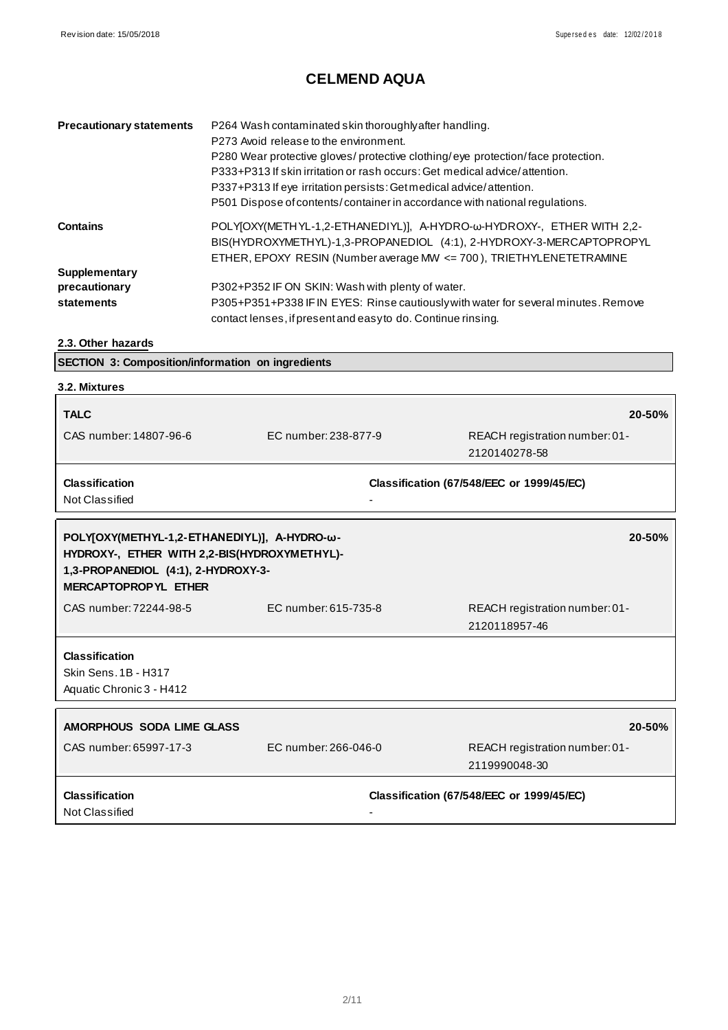# CELMEND AQUA

| | |
|---|---|
| **Precautionary statements** | P264 Wash contaminated skin thoroughly after handling.<br>P273 Avoid release to the environment.<br>P280 Wear protective gloves/ protective clothing/ eye protection/ face protection.<br>P333+P313 If skin irritation or rash occurs: Get medical advice/ attention.<br>P337+P313 If eye irritation persists: Get medical advice/ attention.<br>P501 Dispose of contents/ container in accordance with national regulations. |
| **Contains** | POLY[OXY(METHYL-1,2-ETHANEDIYL)], A-HYDRO-ω-HYDROXY-, ETHER WITH 2,2-BIS(HYDROXYMETHYL)-1,3-PROPANEDIOL (4:1), 2-HYDROXY-3-MERCAPTOPROPYL ETHER, EPOXY RESIN (Number average MW <= 700), TRIETHYLENETETRAMINE |
| **Supplementary precautionary statements** | P302+P352 IF ON SKIN: Wash with plenty of water.<br>P305+P351+P338 IF IN EYES: Rinse cautiously with water for several minutes. Remove contact lenses, if present and easy to do. Continue rinsing. |

## 2.3. Other hazards

## SECTION 3: Composition/information on ingredients

### 3.2. Mixtures

| **TALC** | | **20-50%** |
|---|---|---|
| CAS number: 14807-96-6 | EC number: 238-877-9 | REACH registration number: 01-2120140278-58 |
| **Classification**<br>Not Classified | | **Classification (67/548/EEC or 1999/45/EC)**<br>- |

| **POLY[OXY(METHYL-1,2-ETHANEDIYL)], A-HYDRO-ω-HYDROXY-, ETHER WITH 2,2-BIS(HYDROXYMETHYL)-1,3-PROPANEDIOL (4:1), 2-HYDROXY-3-MERCAPTOPROPYL ETHER** | | **20-50%** |
|---|---|---|
| CAS number: 72244-98-5 | EC number: 615-735-8 | REACH registration number: 01-2120118957-46 |
| **Classification**<br>Skin Sens. 1B - H317<br>Aquatic Chronic 3 - H412 | | |

| **AMORPHOUS SODA LIME GLASS** | | **20-50%** |
|---|---|---|
| CAS number: 65997-17-3 | EC number: 266-046-0 | REACH registration number: 01-2119990048-30 |
| **Classification**<br>Not Classified | | **Classification (67/548/EEC or 1999/45/EC)**<br>- |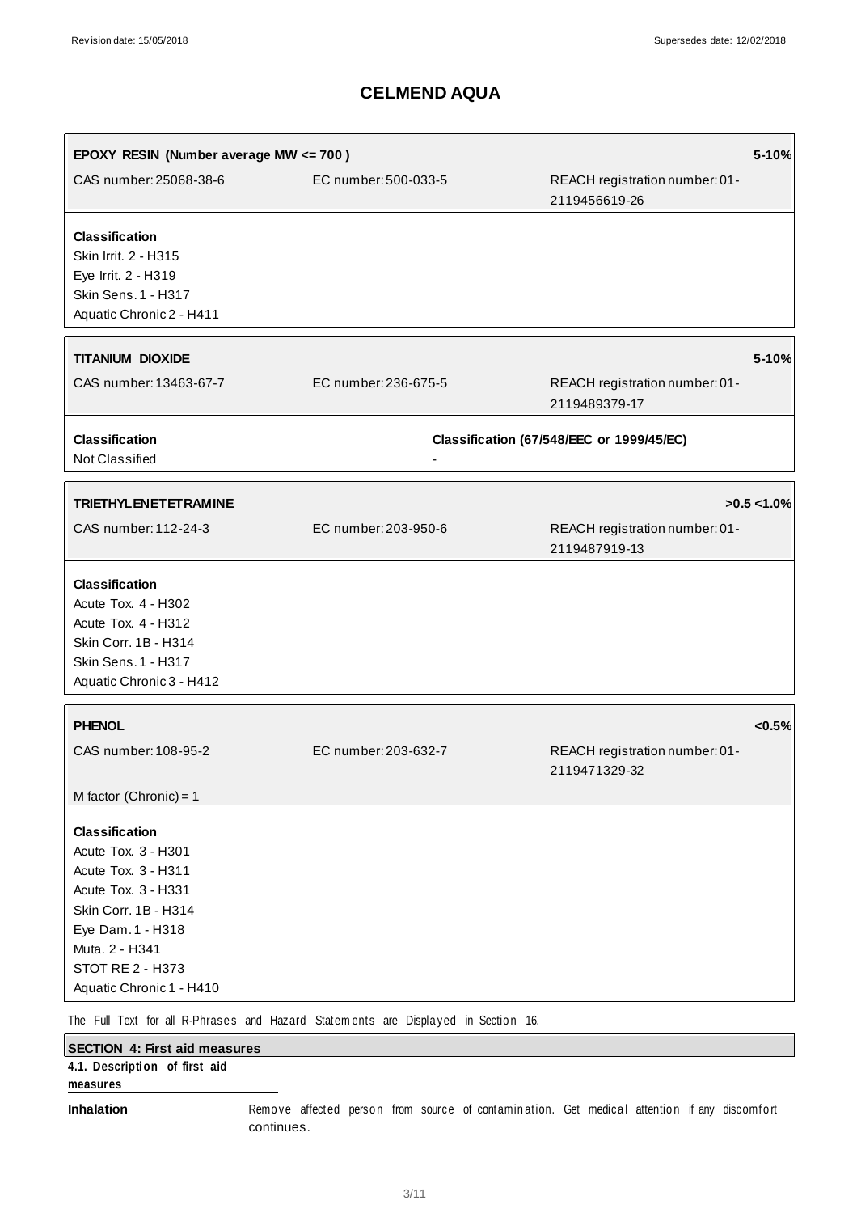# CELMEND AQUA

| EPOXY RESIN (Number average MW <= 700 ) | | 5-10% |
|---|---|---|
| CAS number: 25068-38-6 | EC number: 500-033-5 | REACH registration number: 01-2119456619-26 |

**Classification**
Skin Irrit. 2 - H315
Eye Irrit. 2 - H319
Skin Sens. 1 - H317
Aquatic Chronic 2 - H411

| TITANIUM DIOXIDE | | 5-10% |
|---|---|---|
| CAS number: 13463-67-7 | EC number: 236-675-5 | REACH registration number: 01-2119489379-17 |

| Classification | Classification (67/548/EEC or 1999/45/EC) |
|---|---|
| Not Classified | - |

| TRIETHYLENETETRAMINE | | >0.5 <1.0% |
|---|---|---|
| CAS number: 112-24-3 | EC number: 203-950-6 | REACH registration number: 01-2119487919-13 |

**Classification**
Acute Tox. 4 - H302
Acute Tox. 4 - H312
Skin Corr. 1B - H314
Skin Sens. 1 - H317
Aquatic Chronic 3 - H412

| PHENOL | | <0.5% |
|---|---|---|
| CAS number: 108-95-2 | EC number: 203-632-7 | REACH registration number: 01-2119471329-32 |
| M factor (Chronic) = 1 | | |

**Classification**
Acute Tox. 3 - H301
Acute Tox. 3 - H311
Acute Tox. 3 - H331
Skin Corr. 1B - H314
Eye Dam. 1 - H318
Muta. 2 - H341
STOT RE 2 - H373
Aquatic Chronic 1 - H410

The Full Text for all R-Phrases and Hazard Statements are Displayed in Section 16.

## SECTION 4: First aid measures

### 4.1. Description of first aid measures

**Inhalation** Remove affected person from source of contamination. Get medical attention if any discomfort continues.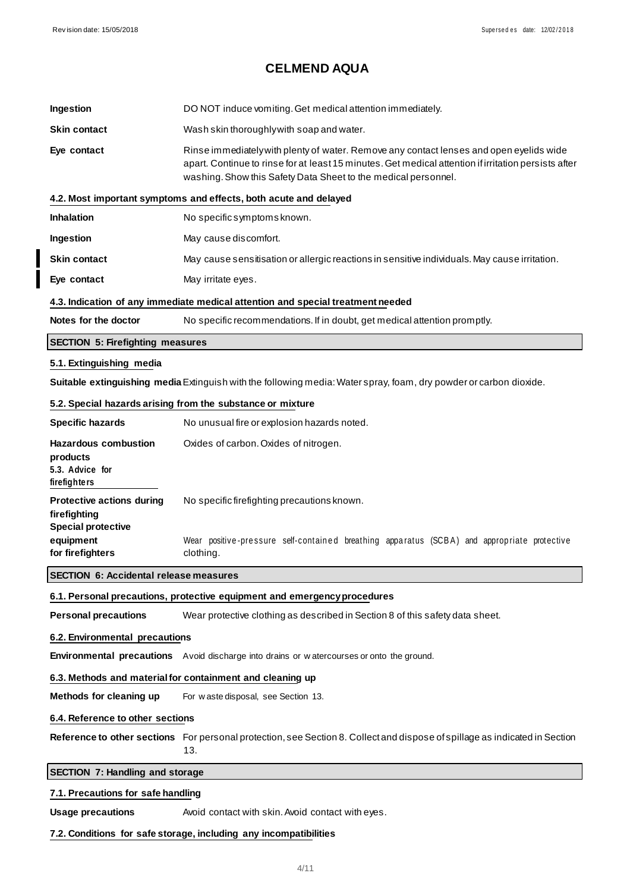# CELMEND AQUA

| | |
|---|---|
| **Ingestion** | DO NOT induce vomiting. Get medical attention immediately. |
| **Skin contact** | Wash skin thoroughly with soap and water. |
| **Eye contact** | Rinse immediately with plenty of water. Remove any contact lenses and open eyelids wide apart. Continue to rinse for at least 15 minutes. Get medical attention if irritation persists after washing. Show this Safety Data Sheet to the medical personnel. |

**4.2. Most important symptoms and effects, both acute and delayed**

| | |
|---|---|
| **Inhalation** | No specific symptoms known. |
| **Ingestion** | May cause discomfort. |
| **Skin contact** | May cause sensitisation or allergic reactions in sensitive individuals. May cause irritation. |
| **Eye contact** | May irritate eyes. |

**4.3. Indication of any immediate medical attention and special treatment needed**

| | |
|---|---|
| **Notes for the doctor** | No specific recommendations. If in doubt, get medical attention promptly. |

## SECTION 5: Firefighting measures

**5.1. Extinguishing media**

**Suitable extinguishing media** Extinguish with the following media: Water spray, foam, dry powder or carbon dioxide.

**5.2. Special hazards arising from the substance or mixture**

| | |
|---|---|
| **Specific hazards** | No unusual fire or explosion hazards noted. |
| **Hazardous combustion products** | Oxides of carbon. Oxides of nitrogen. |

**5.3. Advice for firefighters**

| | |
|---|---|
| **Protective actions during firefighting** | No specific firefighting precautions known. |
| **Special protective equipment for firefighters** | Wear positive-pressure self-contained breathing apparatus (SCBA) and appropriate protective clothing. |

## SECTION 6: Accidental release measures

**6.1. Personal precautions, protective equipment and emergency procedures**

| | |
|---|---|
| **Personal precautions** | Wear protective clothing as described in Section 8 of this safety data sheet. |

**6.2. Environmental precautions**

**Environmental precautions** Avoid discharge into drains or watercourses or onto the ground.

**6.3. Methods and material for containment and cleaning up**

| | |
|---|---|
| **Methods for cleaning up** | For waste disposal, see Section 13. |

**6.4. Reference to other sections**

**Reference to other sections** For personal protection, see Section 8. Collect and dispose of spillage as indicated in Section 13.

## SECTION 7: Handling and storage

**7.1. Precautions for safe handling**

| | |
|---|---|
| **Usage precautions** | Avoid contact with skin. Avoid contact with eyes. |

**7.2. Conditions for safe storage, including any incompatibilities**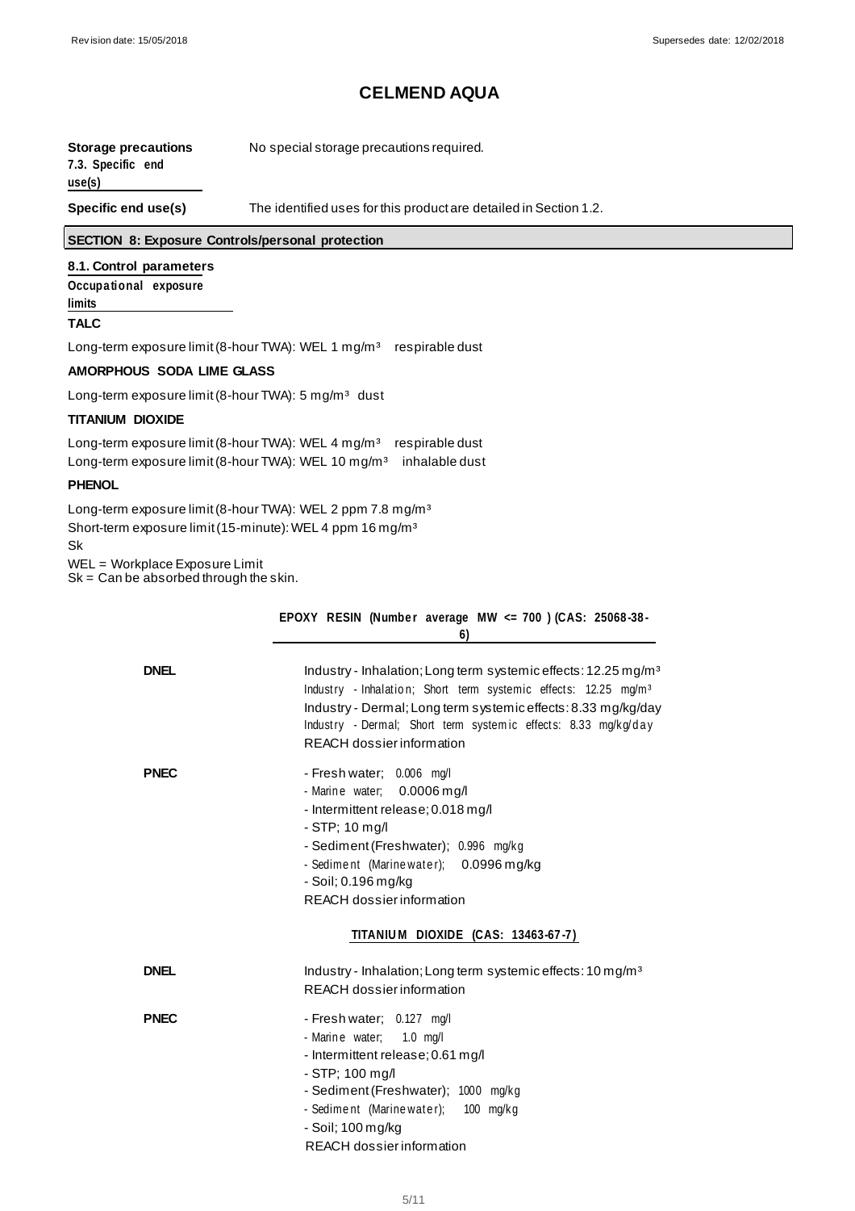# CELMEND AQUA

**Storage precautions** No special storage precautions required.

**7.3. Specific end use(s)**

**Specific end use(s)** The identified uses for this product are detailed in Section 1.2.

## SECTION 8: Exposure Controls/personal protection

### 8.1. Control parameters

**Occupational exposure limits**

**TALC**

Long-term exposure limit (8-hour TWA): WEL 1 mg/m³ respirable dust

**AMORPHOUS SODA LIME GLASS**

Long-term exposure limit (8-hour TWA): 5 mg/m³ dust

**TITANIUM DIOXIDE**

Long-term exposure limit (8-hour TWA): WEL 4 mg/m³ respirable dust
Long-term exposure limit (8-hour TWA): WEL 10 mg/m³ inhalable dust

**PHENOL**

Long-term exposure limit (8-hour TWA): WEL 2 ppm 7.8 mg/m³
Short-term exposure limit (15-minute): WEL 4 ppm 16 mg/m³
Sk

WEL = Workplace Exposure Limit
Sk = Can be absorbed through the skin.

**EPOXY RESIN (Number average MW <= 700 ) (CAS: 25068-38-6)**

**DNEL**

Industry - Inhalation; Long term systemic effects: 12.25 mg/m³
Industry - Inhalation; Short term systemic effects: 12.25 mg/m³
Industry - Dermal; Long term systemic effects: 8.33 mg/kg/day
Industry - Dermal; Short term systemic effects: 8.33 mg/kg/day
REACH dossier information

**PNEC**

- Fresh water; 0.006 mg/l
- Marine water; 0.0006 mg/l
- Intermittent release; 0.018 mg/l
- STP; 10 mg/l
- Sediment (Freshwater); 0.996 mg/kg
- Sediment (Marine water); 0.0996 mg/kg
- Soil; 0.196 mg/kg

REACH dossier information

**TITANIUM DIOXIDE (CAS: 13463-67-7)**

**DNEL**

Industry - Inhalation; Long term systemic effects: 10 mg/m³
REACH dossier information

**PNEC**

- Fresh water; 0.127 mg/l
- Marine water; 1.0 mg/l
- Intermittent release; 0.61 mg/l
- STP; 100 mg/l
- Sediment (Freshwater); 1000 mg/kg
- Sediment (Marine water); 100 mg/kg
- Soil; 100 mg/kg

REACH dossier information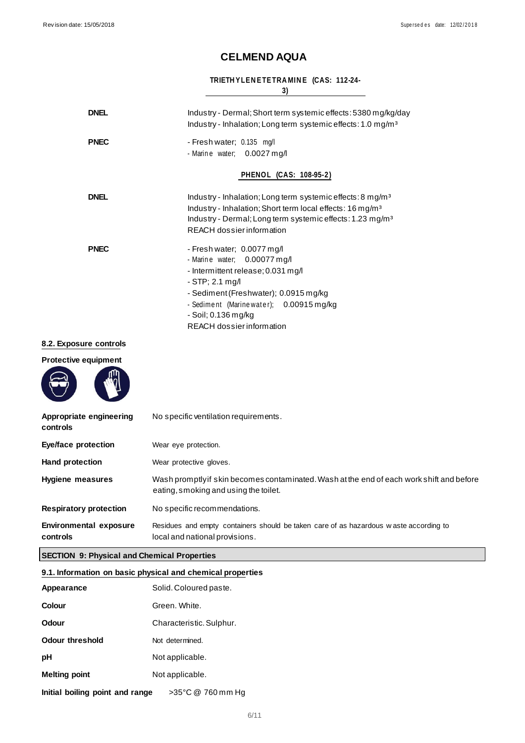# CELMEND AQUA

**TRIETHYLENETETRAMINE (CAS: 112-24-3)**

| | |
|---|---|
| **DNEL** | Industry - Dermal; Short term systemic effects: 5380 mg/kg/day<br>Industry - Inhalation; Long term systemic effects: 1.0 mg/m³ |
| **PNEC** | - Fresh water; 0.135 mg/l<br>- Marine water; 0.0027 mg/l |

**PHENOL (CAS: 108-95-2)**

| | |
|---|---|
| **DNEL** | Industry - Inhalation; Long term systemic effects: 8 mg/m³<br>Industry - Inhalation; Short term local effects: 16 mg/m³<br>Industry - Dermal; Long term systemic effects: 1.23 mg/m³<br>REACH dossier information |
| **PNEC** | - Fresh water; 0.0077 mg/l<br>- Marine water; 0.00077 mg/l<br>- Intermittent release; 0.031 mg/l<br>- STP; 2.1 mg/l<br>- Sediment (Freshwater); 0.0915 mg/kg<br>- Sediment (Marinewater); 0.00915 mg/kg<br>- Soil; 0.136 mg/kg<br>REACH dossier information |

### 8.2. Exposure controls

**Protective equipment**

| | |
|---|---|
| **Appropriate engineering controls** | No specific ventilation requirements. |
| **Eye/face protection** | Wear eye protection. |
| **Hand protection** | Wear protective gloves. |
| **Hygiene measures** | Wash promptly if skin becomes contaminated. Wash at the end of each work shift and before eating, smoking and using the toilet. |
| **Respiratory protection** | No specific recommendations. |
| **Environmental exposure controls** | Residues and empty containers should be taken care of as hazardous waste according to local and national provisions. |

## SECTION 9: Physical and Chemical Properties

### 9.1. Information on basic physical and chemical properties

| | |
|---|---|
| **Appearance** | Solid. Coloured paste. |
| **Colour** | Green. White. |
| **Odour** | Characteristic. Sulphur. |
| **Odour threshold** | Not determined. |
| **pH** | Not applicable. |
| **Melting point** | Not applicable. |
| **Initial boiling point and range** | >35°C @ 760 mm Hg |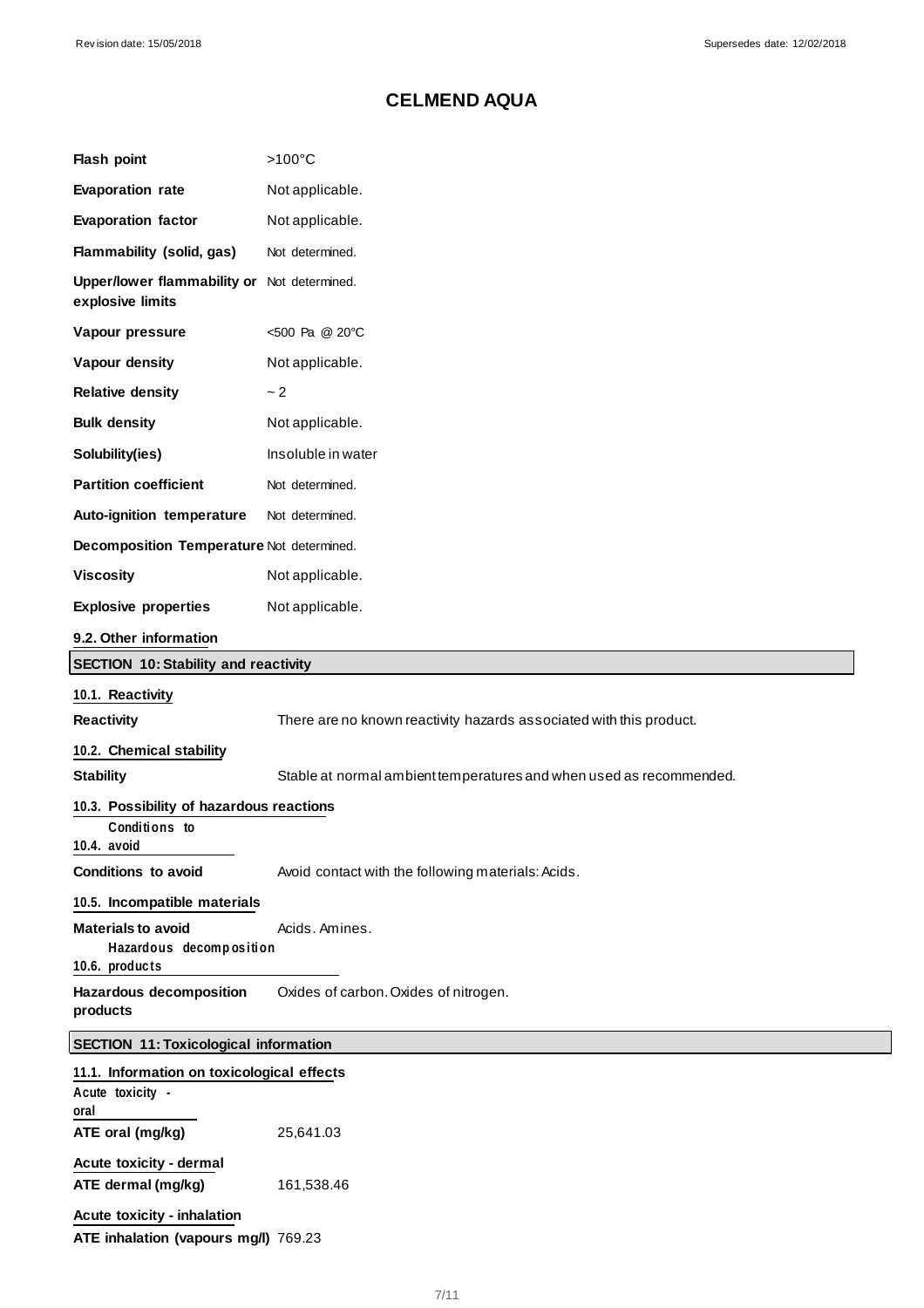# CELMEND AQUA

| | |
|---|---|
| **Flash point** | >100°C |
| **Evaporation rate** | Not applicable. |
| **Evaporation factor** | Not applicable. |
| **Flammability (solid, gas)** | Not determined. |
| **Upper/lower flammability or explosive limits** | Not determined. |
| **Vapour pressure** | <500 Pa @ 20°C |
| **Vapour density** | Not applicable. |
| **Relative density** | ~ 2 |
| **Bulk density** | Not applicable. |
| **Solubility(ies)** | Insoluble in water |
| **Partition coefficient** | Not determined. |
| **Auto-ignition temperature** | Not determined. |
| **Decomposition Temperature** | Not determined. |
| **Viscosity** | Not applicable. |
| **Explosive properties** | Not applicable. |

**9.2. Other information**

## SECTION 10: Stability and reactivity

**10.1. Reactivity**

**Reactivity** There are no known reactivity hazards associated with this product.

**10.2. Chemical stability**

**Stability** Stable at normal ambient temperatures and when used as recommended.

**10.3. Possibility of hazardous reactions**

**10.4. Conditions to avoid**

**Conditions to avoid** Avoid contact with the following materials: Acids.

**10.5. Incompatible materials**

**Materials to avoid** Acids. Amines.

**10.6. Hazardous decomposition products**

**Hazardous decomposition products** Oxides of carbon. Oxides of nitrogen.

## SECTION 11: Toxicological information

**11.1. Information on toxicological effects**

**Acute toxicity - oral**

**ATE oral (mg/kg)** 25,641.03

**Acute toxicity - dermal**

**ATE dermal (mg/kg)** 161,538.46

**Acute toxicity - inhalation**

**ATE inhalation (vapours mg/l)** 769.23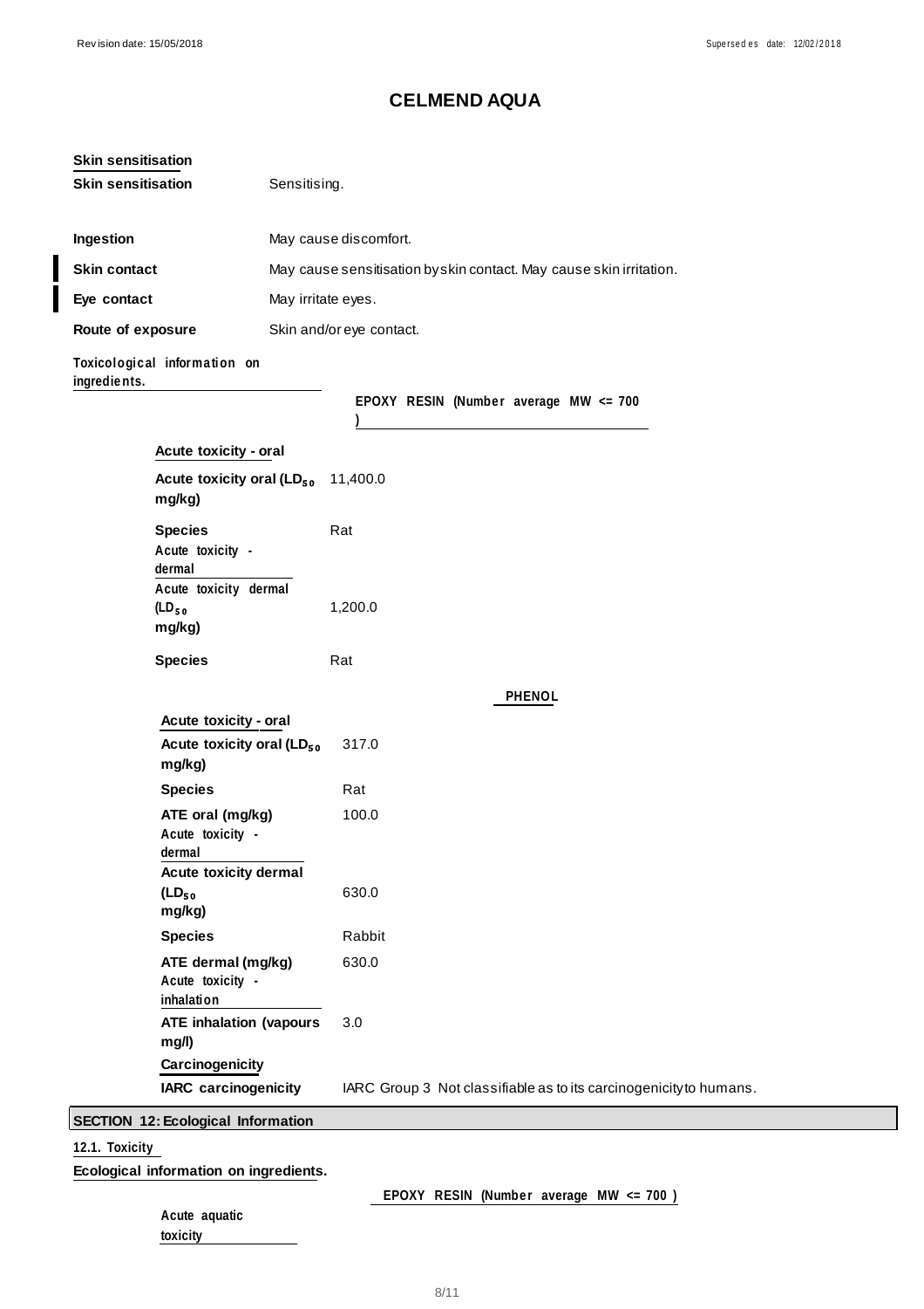# CELMEND AQUA

**Skin sensitisation**

| | |
|---|---|
| **Skin sensitisation** | Sensitising. |
| **Ingestion** | May cause discomfort. |
| **Skin contact** | May cause sensitisation by skin contact. May cause skin irritation. |
| **Eye contact** | May irritate eyes. |
| **Route of exposure** | Skin and/or eye contact. |

**Toxicological information on ingredients.**

**EPOXY RESIN (Number average MW <= 700 )**

**Acute toxicity - oral**

| | |
|---|---|
| **Acute toxicity oral ($LD_{50}$ mg/kg)** | 11,400.0 |
| **Species** | Rat |

**Acute toxicity - dermal**

| | |
|---|---|
| **Acute toxicity dermal ($LD_{50}$ mg/kg)** | 1,200.0 |
| **Species** | Rat |

**PHENOL**

**Acute toxicity - oral**

| | |
|---|---|
| **Acute toxicity oral ($LD_{50}$ mg/kg)** | 317.0 |
| **Species** | Rat |
| **ATE oral (mg/kg)** | 100.0 |

**Acute toxicity - dermal**

| | |
|---|---|
| **Acute toxicity dermal ($LD_{50}$ mg/kg)** | 630.0 |
| **Species** | Rabbit |
| **ATE dermal (mg/kg)** | 630.0 |

**Acute toxicity - inhalation**

| | |
|---|---|
| **ATE inhalation (vapours mg/l)** | 3.0 |

**Carcinogenicity**

| | |
|---|---|
| **IARC carcinogenicity** | IARC Group 3 Not classifiable as to its carcinogenicity to humans. |

## SECTION 12: Ecological Information

**12.1. Toxicity**

**Ecological information on ingredients.**

**EPOXY RESIN (Number average MW <= 700 )**

**Acute aquatic toxicity**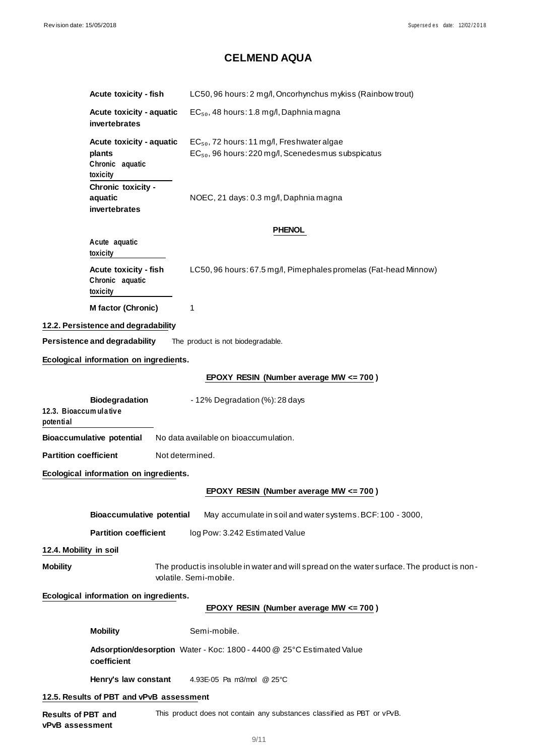# CELMEND AQUA

**Acute toxicity - fish** LC50, 96 hours: 2 mg/l, Oncorhynchus mykiss (Rainbow trout)

**Acute toxicity - aquatic invertebrates** $EC_{50}$, 48 hours: 1.8 mg/l, Daphnia magna

**Acute toxicity - aquatic plants** $EC_{50}$, 72 hours: 11 mg/l, Freshwater algae
$EC_{50}$, 96 hours: 220 mg/l, Scenedesmus subspicatus

**Chronic aquatic toxicity**

**Chronic toxicity - aquatic invertebrates** NOEC, 21 days: 0.3 mg/l, Daphnia magna

**PHENOL**

**Acute aquatic toxicity**

**Acute toxicity - fish** LC50, 96 hours: 67.5 mg/l, Pimephales promelas (Fat-head Minnow)

**Chronic aquatic toxicity**

**M factor (Chronic)** 1

## 12.2. Persistence and degradability

**Persistence and degradability** The product is not biodegradable.

**Ecological information on ingredients.**

**EPOXY RESIN (Number average MW <= 700 )**

**Biodegradation** - 12% Degradation (%): 28 days

## 12.3. Bioaccumulative potential

**Bioaccumulative potential** No data available on bioaccumulation.

**Partition coefficient** Not determined.

**Ecological information on ingredients.**

**EPOXY RESIN (Number average MW <= 700 )**

**Bioaccumulative potential** May accumulate in soil and water systems. BCF: 100 - 3000,

**Partition coefficient** log Pow: 3.242 Estimated Value

## 12.4. Mobility in soil

**Mobility** The product is insoluble in water and will spread on the water surface. The product is non-volatile. Semi-mobile.

**Ecological information on ingredients.**

**EPOXY RESIN (Number average MW <= 700 )**

**Mobility** Semi-mobile.

**Adsorption/desorption coefficient** Water - Koc: 1800 - 4400 @ 25°C Estimated Value

**Henry's law constant** 4.93E-05 Pa m3/mol @ 25°C

## 12.5. Results of PBT and vPvB assessment

**Results of PBT and vPvB assessment** This product does not contain any substances classified as PBT or vPvB.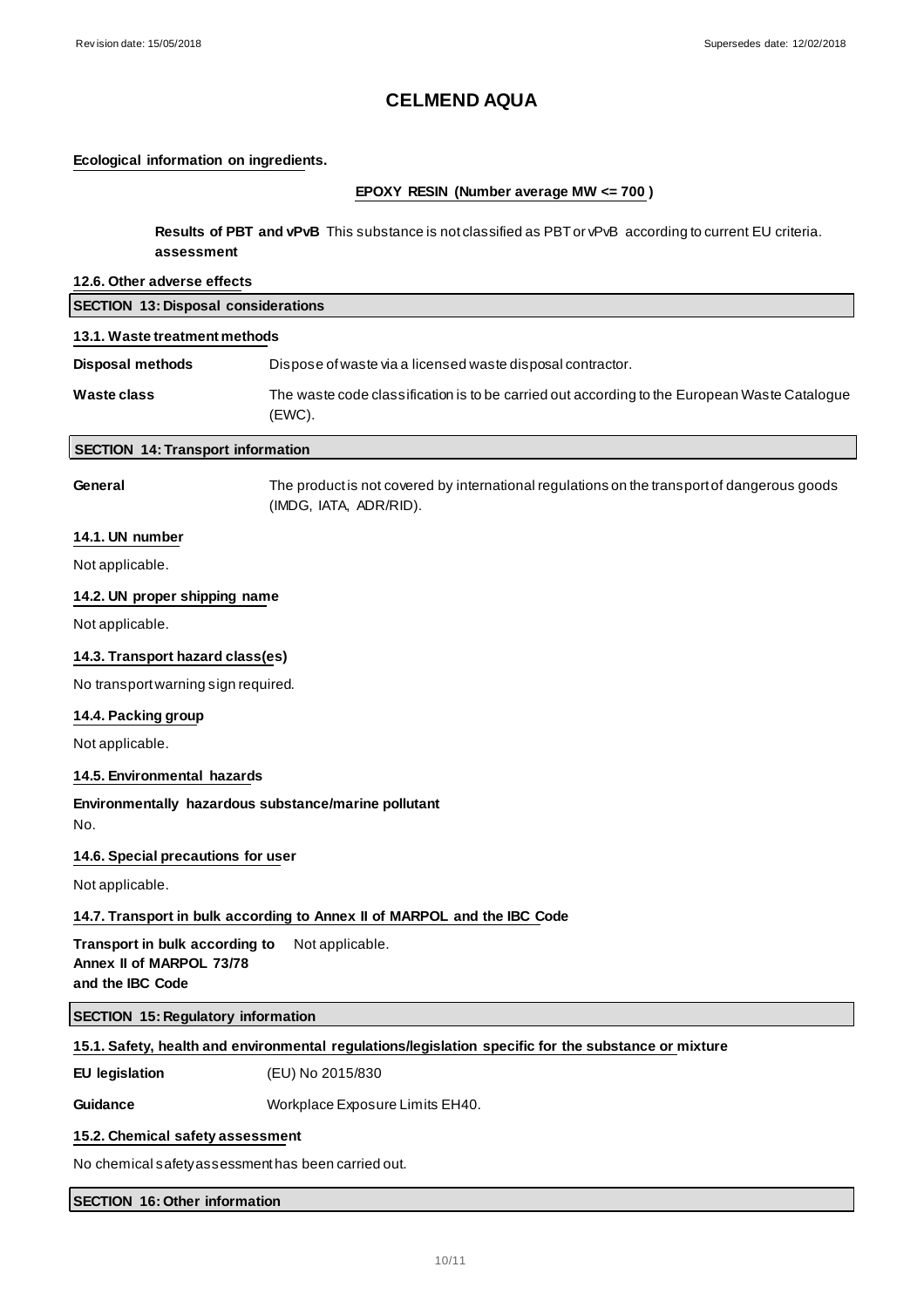# CELMEND AQUA

**Ecological information on ingredients.**

**EPOXY RESIN (Number average MW <= 700 )**

**Results of PBT and vPvB assessment** This substance is not classified as PBT or vPvB according to current EU criteria.

**12.6. Other adverse effects**

## SECTION 13: Disposal considerations

**13.1. Waste treatment methods**

**Disposal methods** Dispose of waste via a licensed waste disposal contractor.

**Waste class** The waste code classification is to be carried out according to the European Waste Catalogue (EWC).

## SECTION 14: Transport information

**General** The product is not covered by international regulations on the transport of dangerous goods (IMDG, IATA, ADR/RID).

**14.1. UN number**

Not applicable.

**14.2. UN proper shipping name**

Not applicable.

**14.3. Transport hazard class(es)**

No transport warning sign required.

**14.4. Packing group**

Not applicable.

**14.5. Environmental hazards**

**Environmentally hazardous substance/marine pollutant**

No.

**14.6. Special precautions for user**

Not applicable.

**14.7. Transport in bulk according to Annex II of MARPOL and the IBC Code**

**Transport in bulk according to Annex II of MARPOL 73/78 and the IBC Code** Not applicable.

## SECTION 15: Regulatory information

**15.1. Safety, health and environmental regulations/legislation specific for the substance or mixture**

**EU legislation** (EU) No 2015/830

**Guidance** Workplace Exposure Limits EH40.

**15.2. Chemical safety assessment**

No chemical safety assessment has been carried out.

## SECTION 16: Other information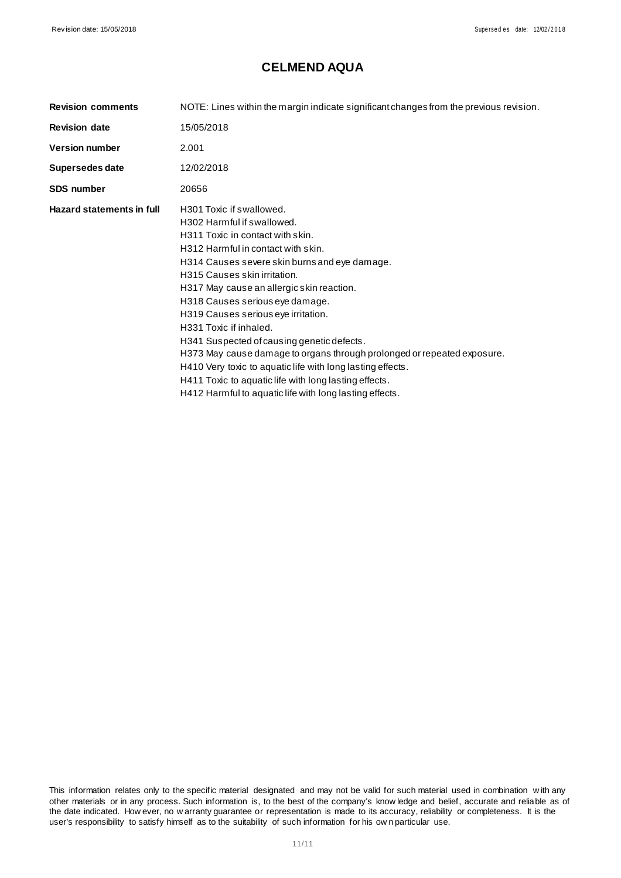# CELMEND AQUA

| | |
|---|---|
| **Revision comments** | NOTE: Lines within the margin indicate significant changes from the previous revision. |
| **Revision date** | 15/05/2018 |
| **Version number** | 2.001 |
| **Supersedes date** | 12/02/2018 |
| **SDS number** | 20656 |
| **Hazard statements in full** | H301 Toxic if swallowed.<br>H302 Harmful if swallowed.<br>H311 Toxic in contact with skin.<br>H312 Harmful in contact with skin.<br>H314 Causes severe skin burns and eye damage.<br>H315 Causes skin irritation.<br>H317 May cause an allergic skin reaction.<br>H318 Causes serious eye damage.<br>H319 Causes serious eye irritation.<br>H331 Toxic if inhaled.<br>H341 Suspected of causing genetic defects.<br>H373 May cause damage to organs through prolonged or repeated exposure.<br>H410 Very toxic to aquatic life with long lasting effects.<br>H411 Toxic to aquatic life with long lasting effects.<br>H412 Harmful to aquatic life with long lasting effects. |

This information relates only to the specific material designated and may not be valid for such material used in combination with any other materials or in any process. Such information is, to the best of the company's knowledge and belief, accurate and reliable as of the date indicated. However, no warranty guarantee or representation is made to its accuracy, reliability or completeness. It is the user's responsibility to satisfy himself as to the suitability of such information for his own particular use.